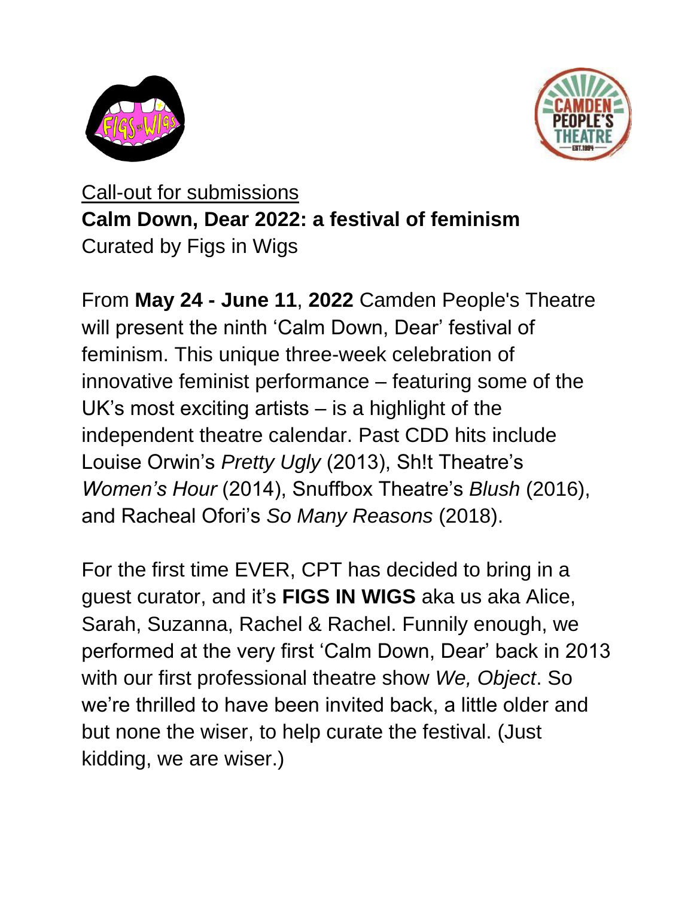Call-out for submissions

**Calm Down, Dear 2022: a festival of feminism**

Curated by Figs in Wigs

From **May 24 - June 11**, **2022** Camden People's Theatre will present the ninth 'Calm Down, Dear' festival of feminism. This unique three-week celebration of innovative feminist performance – featuring some of the UK's most exciting artists – is a highlight of the independent theatre calendar. Past CDD hits include Louise Orwin's *Pretty Ugly* (2013), Sh!t Theatre's *Women's Hour* (2014), Snuffbox Theatre's *Blush* (2016), and Racheal Ofori's *So Many Reasons* (2018).

For the first time EVER, CPT has decided to bring in a guest curator, and it's **FIGS IN WIGS** aka us aka Alice, Sarah, Suzanna, Rachel & Rachel. Funnily enough, we performed at the very first 'Calm Down, Dear' back in 2013 with our first professional theatre show *We, Object*. So we're thrilled to have been invited back, a little older and but none the wiser, to help curate the festival. (Just kidding, we are wiser.)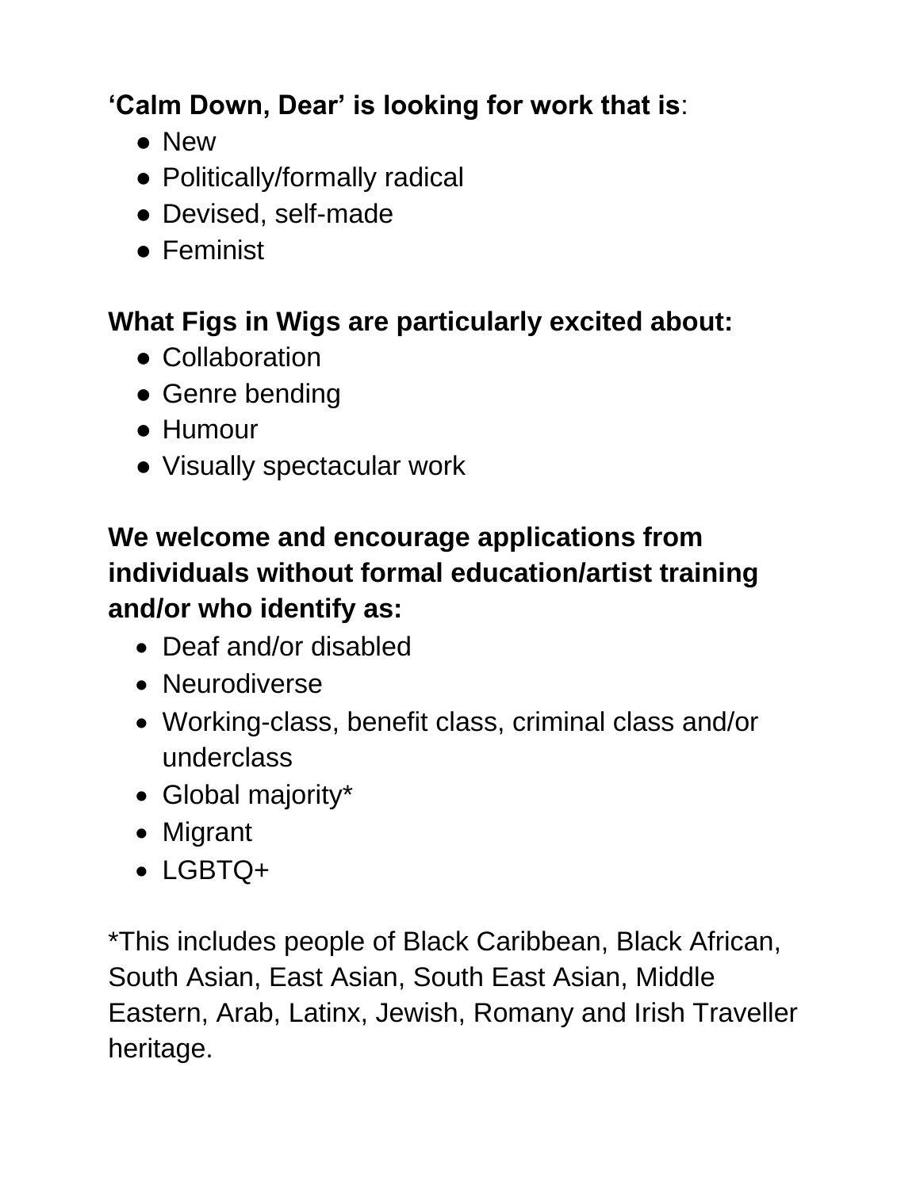**'Calm Down, Dear' is looking for work that is**:

- New
- Politically/formally radical
- Devised, self-made
- Feminist

**What Figs in Wigs are particularly excited about:**

- Collaboration
- Genre bending
- Humour
- Visually spectacular work

**We welcome and encourage applications from individuals without formal education/artist training and/or who identify as:**

- Deaf and/or disabled
- Neurodiverse
- Working-class, benefit class, criminal class and/or underclass
- Global majority*
- Migrant
- LGBTQ+

*This includes people of Black Caribbean, Black African, South Asian, East Asian, South East Asian, Middle Eastern, Arab, Latinx, Jewish, Romany and Irish Traveller heritage.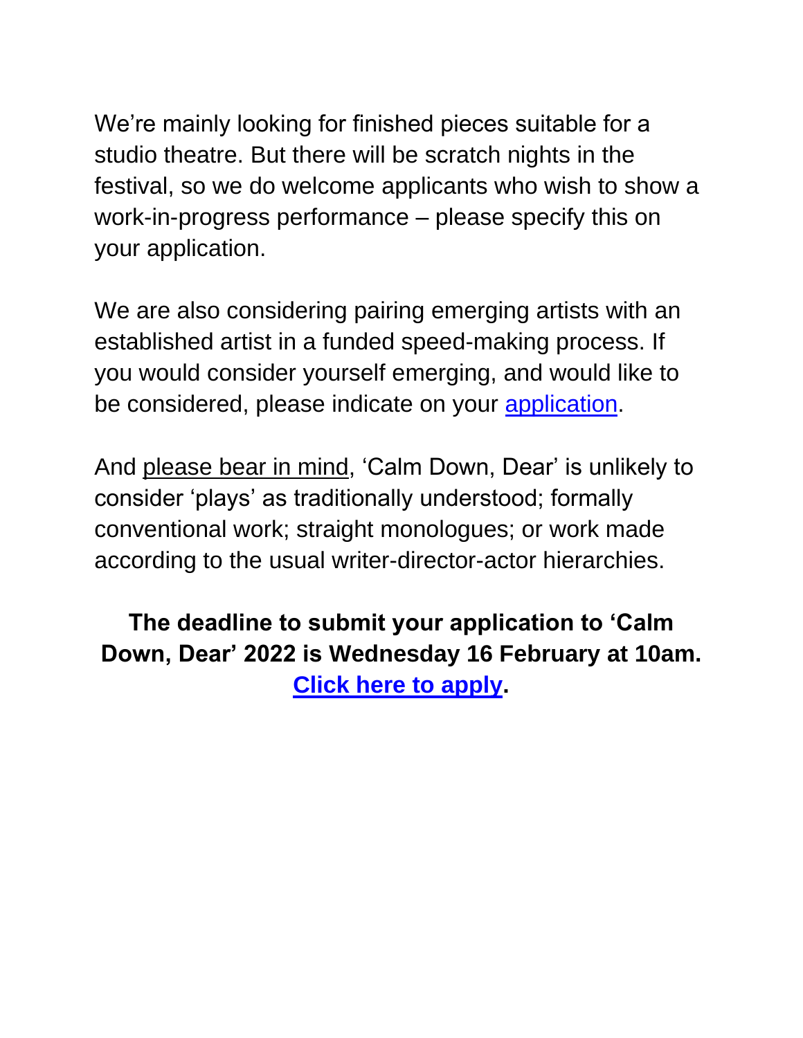We're mainly looking for finished pieces suitable for a studio theatre. But there will be scratch nights in the festival, so we do welcome applicants who wish to show a work-in-progress performance – please specify this on your application.

We are also considering pairing emerging artists with an established artist in a funded speed-making process. If you would consider yourself emerging, and would like to be considered, please indicate on your application.

And please bear in mind, 'Calm Down, Dear' is unlikely to consider 'plays' as traditionally understood; formally conventional work; straight monologues; or work made according to the usual writer-director-actor hierarchies.

**The deadline to submit your application to 'Calm Down, Dear' 2022 is Wednesday 16 February at 10am. Click here to apply.**